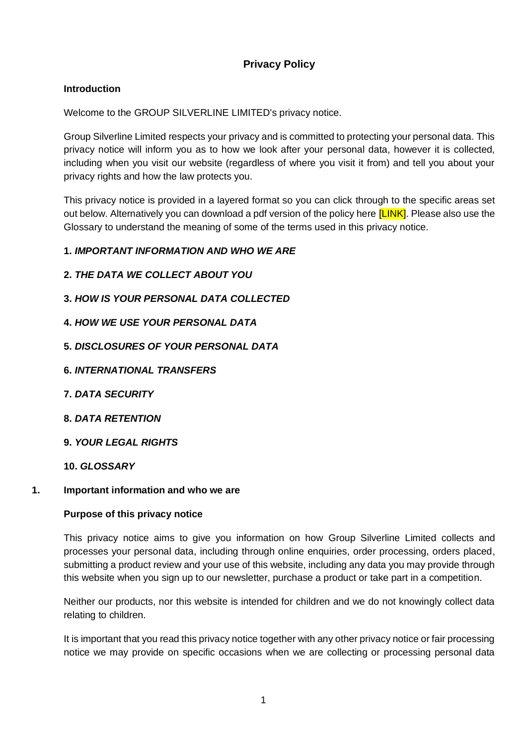# Privacy Policy

## Introduction

Welcome to the GROUP SILVERLINE LIMITED's privacy notice.

Group Silverline Limited respects your privacy and is committed to protecting your personal data. This privacy notice will inform you as to how we look after your personal data, however it is collected, including when you visit our website (regardless of where you visit it from) and tell you about your privacy rights and how the law protects you.

This privacy notice is provided in a layered format so you can click through to the specific areas set out below. Alternatively you can download a pdf version of the policy here [LINK]. Please also use the Glossary to understand the meaning of some of the terms used in this privacy notice.

**1.** ***IMPORTANT INFORMATION AND WHO WE ARE***

**2.** ***THE DATA WE COLLECT ABOUT YOU***

**3.** ***HOW IS YOUR PERSONAL DATA COLLECTED***

**4.** ***HOW WE USE YOUR PERSONAL DATA***

**5.** ***DISCLOSURES OF YOUR PERSONAL DATA***

**6.** ***INTERNATIONAL TRANSFERS***

**7.** ***DATA SECURITY***

**8.** ***DATA RETENTION***

**9.** ***YOUR LEGAL RIGHTS***

**10.** ***GLOSSARY***

## 1. Important information and who we are

### Purpose of this privacy notice

This privacy notice aims to give you information on how Group Silverline Limited collects and processes your personal data, including through online enquiries, order processing, orders placed, submitting a product review and your use of this website, including any data you may provide through this website when you sign up to our newsletter, purchase a product or take part in a competition.

Neither our products, nor this website is intended for children and we do not knowingly collect data relating to children.

It is important that you read this privacy notice together with any other privacy notice or fair processing notice we may provide on specific occasions when we are collecting or processing personal data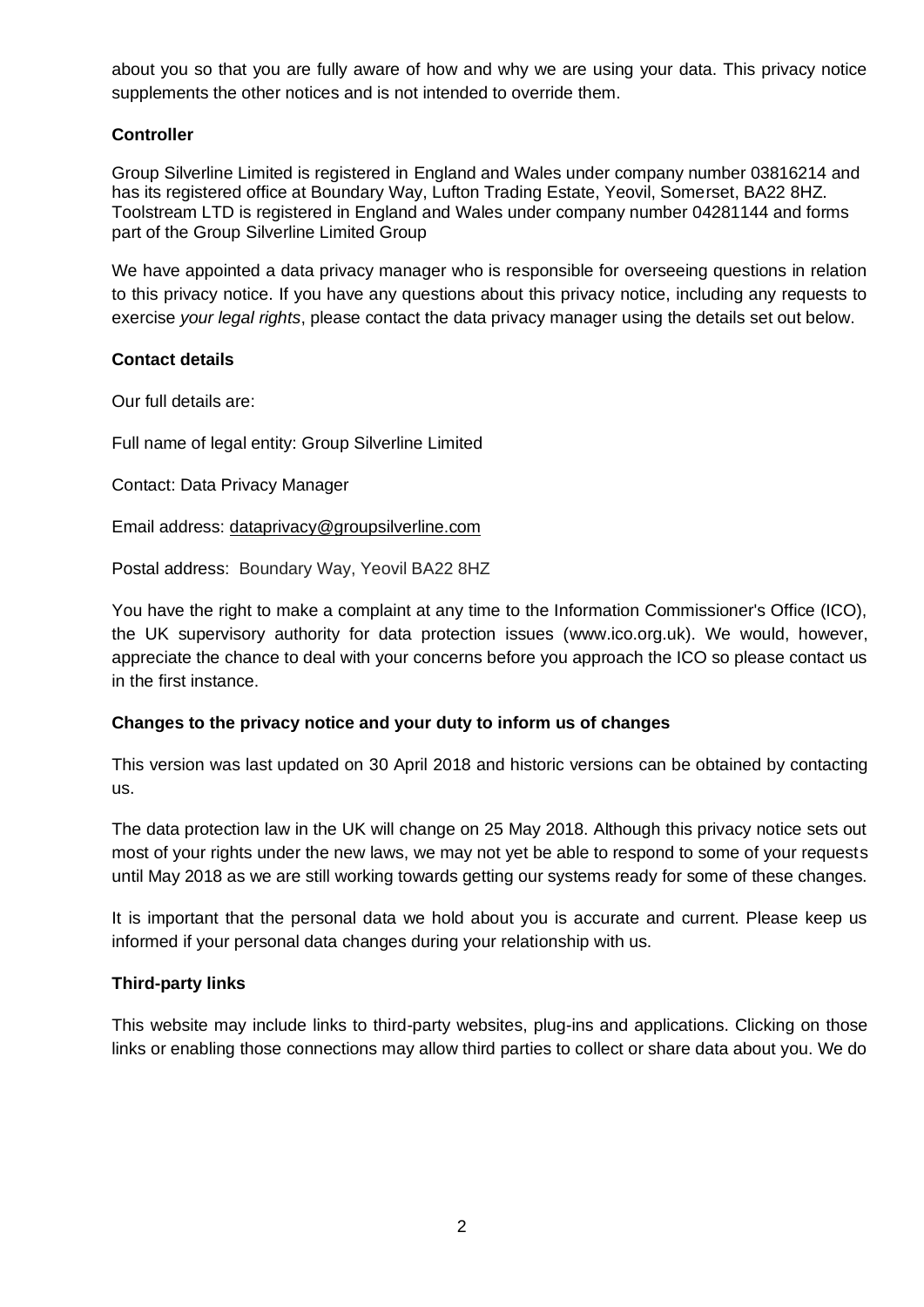about you so that you are fully aware of how and why we are using your data. This privacy notice supplements the other notices and is not intended to override them.

**Controller**

Group Silverline Limited is registered in England and Wales under company number 03816214 and has its registered office at Boundary Way, Lufton Trading Estate, Yeovil, Somerset, BA22 8HZ. Toolstream LTD is registered in England and Wales under company number 04281144 and forms part of the Group Silverline Limited Group

We have appointed a data privacy manager who is responsible for overseeing questions in relation to this privacy notice. If you have any questions about this privacy notice, including any requests to exercise *your legal rights*, please contact the data privacy manager using the details set out below.

**Contact details**

Our full details are:

Full name of legal entity: Group Silverline Limited

Contact: Data Privacy Manager

Email address: dataprivacy@groupsilverline.com

Postal address: Boundary Way, Yeovil BA22 8HZ

You have the right to make a complaint at any time to the Information Commissioner's Office (ICO), the UK supervisory authority for data protection issues (www.ico.org.uk). We would, however, appreciate the chance to deal with your concerns before you approach the ICO so please contact us in the first instance.

**Changes to the privacy notice and your duty to inform us of changes**

This version was last updated on 30 April 2018 and historic versions can be obtained by contacting us.

The data protection law in the UK will change on 25 May 2018. Although this privacy notice sets out most of your rights under the new laws, we may not yet be able to respond to some of your requests until May 2018 as we are still working towards getting our systems ready for some of these changes.

It is important that the personal data we hold about you is accurate and current. Please keep us informed if your personal data changes during your relationship with us.

**Third-party links**

This website may include links to third-party websites, plug-ins and applications. Clicking on those links or enabling those connections may allow third parties to collect or share data about you. We do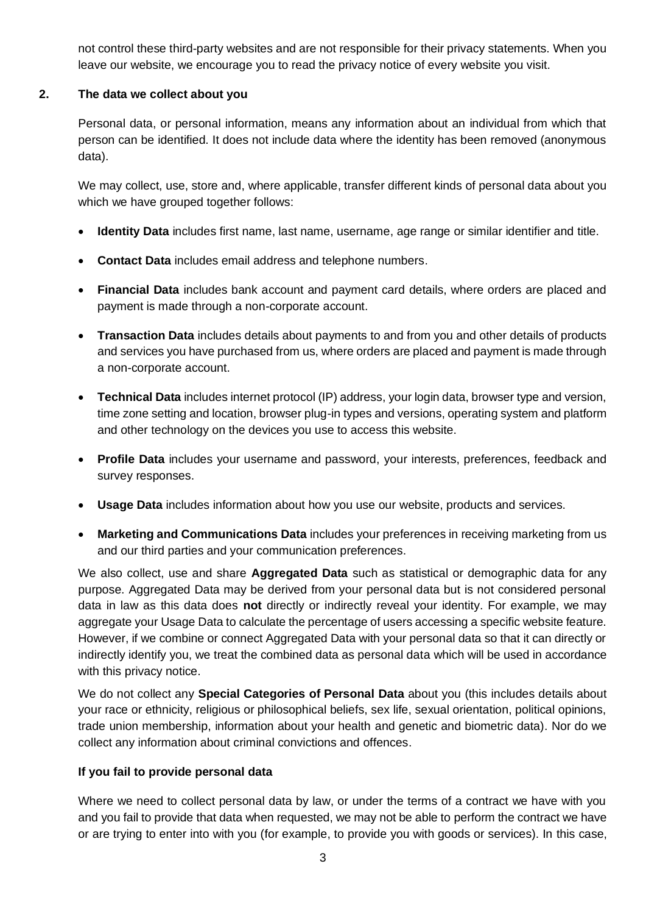not control these third-party websites and are not responsible for their privacy statements. When you leave our website, we encourage you to read the privacy notice of every website you visit.

## 2. The data we collect about you

Personal data, or personal information, means any information about an individual from which that person can be identified. It does not include data where the identity has been removed (anonymous data).

We may collect, use, store and, where applicable, transfer different kinds of personal data about you which we have grouped together follows:

- **Identity Data** includes first name, last name, username, age range or similar identifier and title.
- **Contact Data** includes email address and telephone numbers.
- **Financial Data** includes bank account and payment card details, where orders are placed and payment is made through a non-corporate account.
- **Transaction Data** includes details about payments to and from you and other details of products and services you have purchased from us, where orders are placed and payment is made through a non-corporate account.
- **Technical Data** includes internet protocol (IP) address, your login data, browser type and version, time zone setting and location, browser plug-in types and versions, operating system and platform and other technology on the devices you use to access this website.
- **Profile Data** includes your username and password, your interests, preferences, feedback and survey responses.
- **Usage Data** includes information about how you use our website, products and services.
- **Marketing and Communications Data** includes your preferences in receiving marketing from us and our third parties and your communication preferences.

We also collect, use and share **Aggregated Data** such as statistical or demographic data for any purpose. Aggregated Data may be derived from your personal data but is not considered personal data in law as this data does **not** directly or indirectly reveal your identity. For example, we may aggregate your Usage Data to calculate the percentage of users accessing a specific website feature. However, if we combine or connect Aggregated Data with your personal data so that it can directly or indirectly identify you, we treat the combined data as personal data which will be used in accordance with this privacy notice.

We do not collect any **Special Categories of Personal Data** about you (this includes details about your race or ethnicity, religious or philosophical beliefs, sex life, sexual orientation, political opinions, trade union membership, information about your health and genetic and biometric data). Nor do we collect any information about criminal convictions and offences.

**If you fail to provide personal data**

Where we need to collect personal data by law, or under the terms of a contract we have with you and you fail to provide that data when requested, we may not be able to perform the contract we have or are trying to enter into with you (for example, to provide you with goods or services). In this case,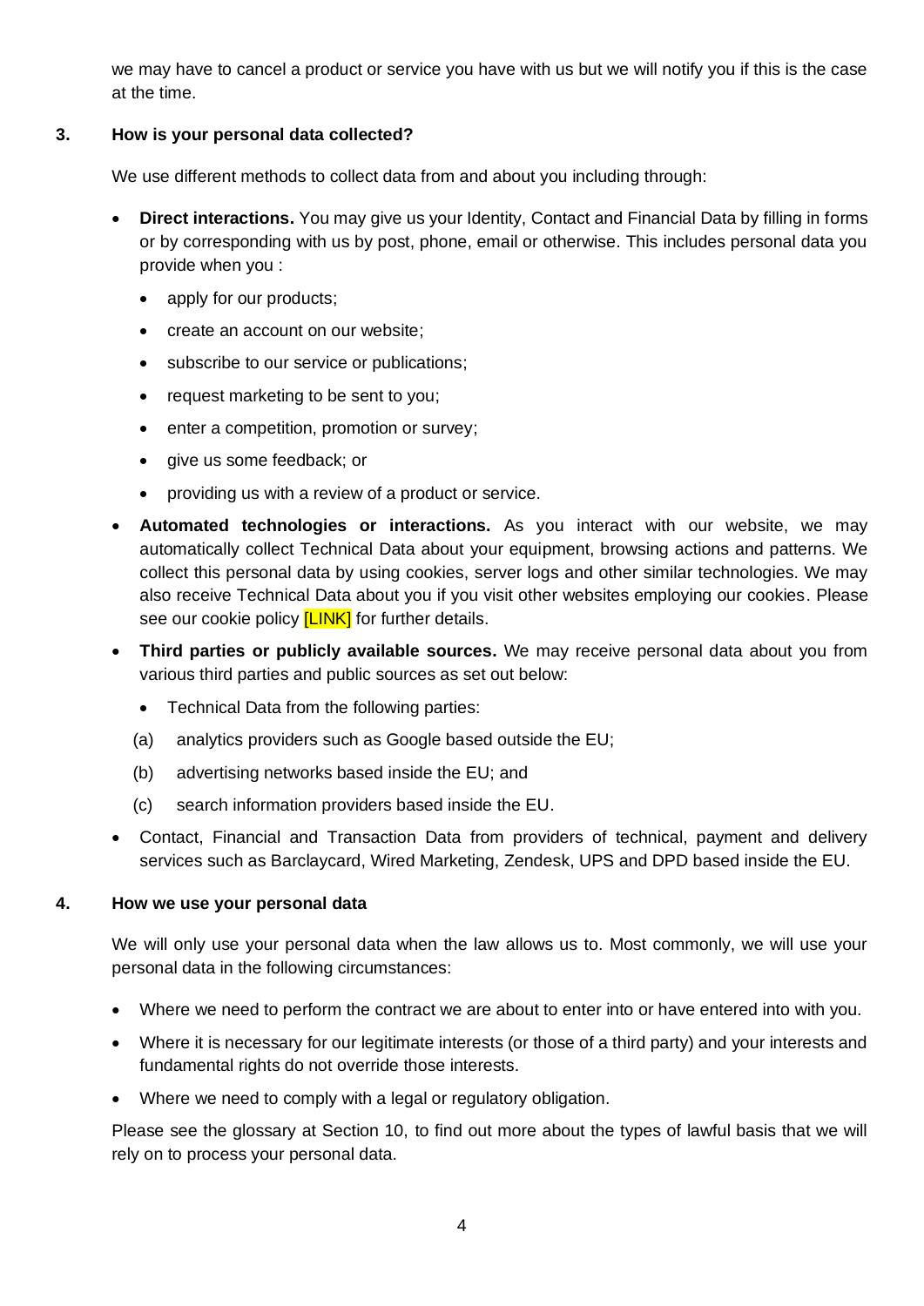we may have to cancel a product or service you have with us but we will notify you if this is the case at the time.

## 3. How is your personal data collected?

We use different methods to collect data from and about you including through:

- **Direct interactions.** You may give us your Identity, Contact and Financial Data by filling in forms or by corresponding with us by post, phone, email or otherwise. This includes personal data you provide when you :
  - apply for our products;
  - create an account on our website;
  - subscribe to our service or publications;
  - request marketing to be sent to you;
  - enter a competition, promotion or survey;
  - give us some feedback; or
  - providing us with a review of a product or service.
- **Automated technologies or interactions.** As you interact with our website, we may automatically collect Technical Data about your equipment, browsing actions and patterns. We collect this personal data by using cookies, server logs and other similar technologies. We may also receive Technical Data about you if you visit other websites employing our cookies. Please see our cookie policy [LINK] for further details.
- **Third parties or publicly available sources.** We may receive personal data about you from various third parties and public sources as set out below:
  - Technical Data from the following parties:

    (a) analytics providers such as Google based outside the EU;

    (b) advertising networks based inside the EU; and

    (c) search information providers based inside the EU.
- Contact, Financial and Transaction Data from providers of technical, payment and delivery services such as Barclaycard, Wired Marketing, Zendesk, UPS and DPD based inside the EU.

## 4. How we use your personal data

We will only use your personal data when the law allows us to. Most commonly, we will use your personal data in the following circumstances:

- Where we need to perform the contract we are about to enter into or have entered into with you.
- Where it is necessary for our legitimate interests (or those of a third party) and your interests and fundamental rights do not override those interests.
- Where we need to comply with a legal or regulatory obligation.

Please see the glossary at Section 10, to find out more about the types of lawful basis that we will rely on to process your personal data.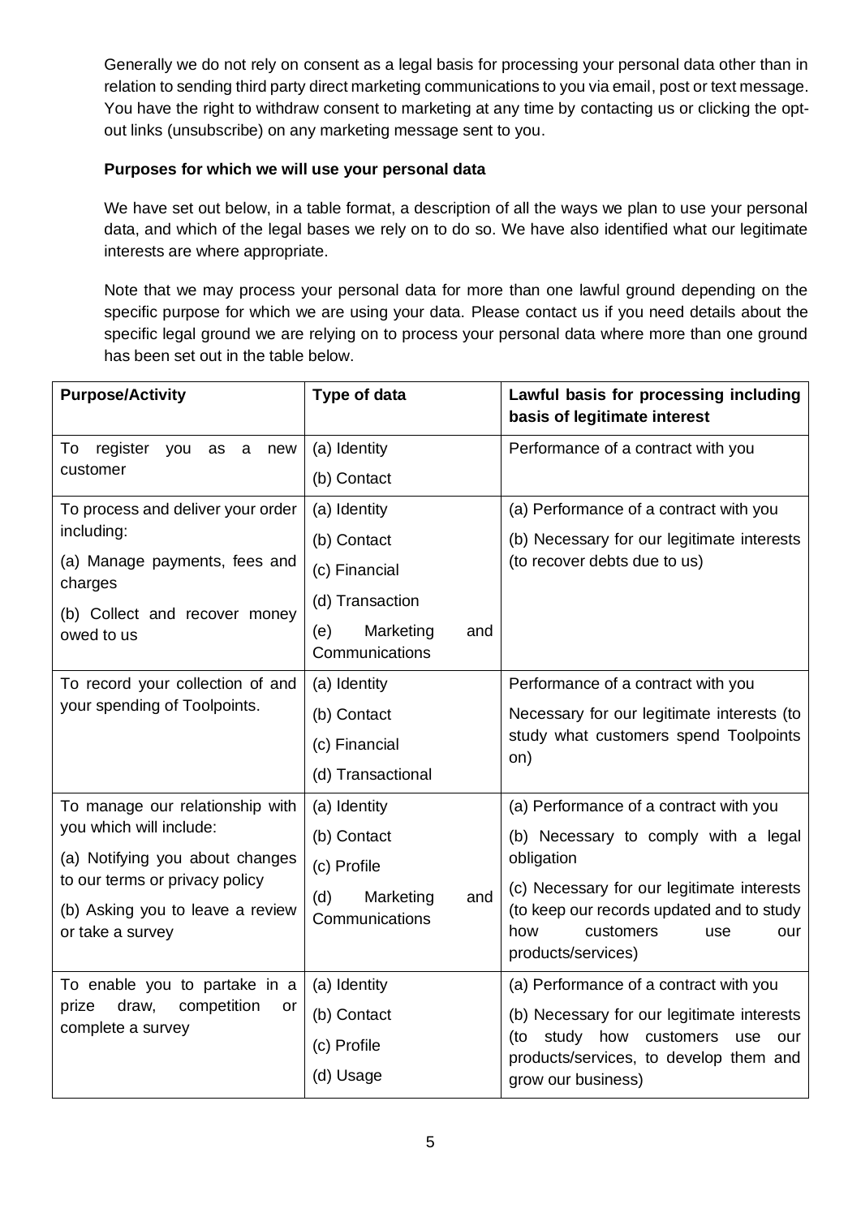Generally we do not rely on consent as a legal basis for processing your personal data other than in relation to sending third party direct marketing communications to you via email, post or text message. You have the right to withdraw consent to marketing at any time by contacting us or clicking the opt-out links (unsubscribe) on any marketing message sent to you.

**Purposes for which we will use your personal data**

We have set out below, in a table format, a description of all the ways we plan to use your personal data, and which of the legal bases we rely on to do so. We have also identified what our legitimate interests are where appropriate.

Note that we may process your personal data for more than one lawful ground depending on the specific purpose for which we are using your data. Please contact us if you need details about the specific legal ground we are relying on to process your personal data where more than one ground has been set out in the table below.

| **Purpose/Activity** | **Type of data** | **Lawful basis for processing including basis of legitimate interest** |
|---|---|---|
| To register you as a new customer | (a) Identity<br>(b) Contact | Performance of a contract with you |
| To process and deliver your order including:<br>(a) Manage payments, fees and charges<br>(b) Collect and recover money owed to us | (a) Identity<br>(b) Contact<br>(c) Financial<br>(d) Transaction<br>(e) Marketing and Communications | (a) Performance of a contract with you<br>(b) Necessary for our legitimate interests (to recover debts due to us) |
| To record your collection of and your spending of Toolpoints. | (a) Identity<br>(b) Contact<br>(c) Financial<br>(d) Transactional | Performance of a contract with you<br>Necessary for our legitimate interests (to study what customers spend Toolpoints on) |
| To manage our relationship with you which will include:<br>(a) Notifying you about changes to our terms or privacy policy<br>(b) Asking you to leave a review or take a survey | (a) Identity<br>(b) Contact<br>(c) Profile<br>(d) Marketing and Communications | (a) Performance of a contract with you<br>(b) Necessary to comply with a legal obligation<br>(c) Necessary for our legitimate interests (to keep our records updated and to study how customers use our products/services) |
| To enable you to partake in a prize draw, competition or complete a survey | (a) Identity<br>(b) Contact<br>(c) Profile<br>(d) Usage | (a) Performance of a contract with you<br>(b) Necessary for our legitimate interests (to study how customers use our products/services, to develop them and grow our business) |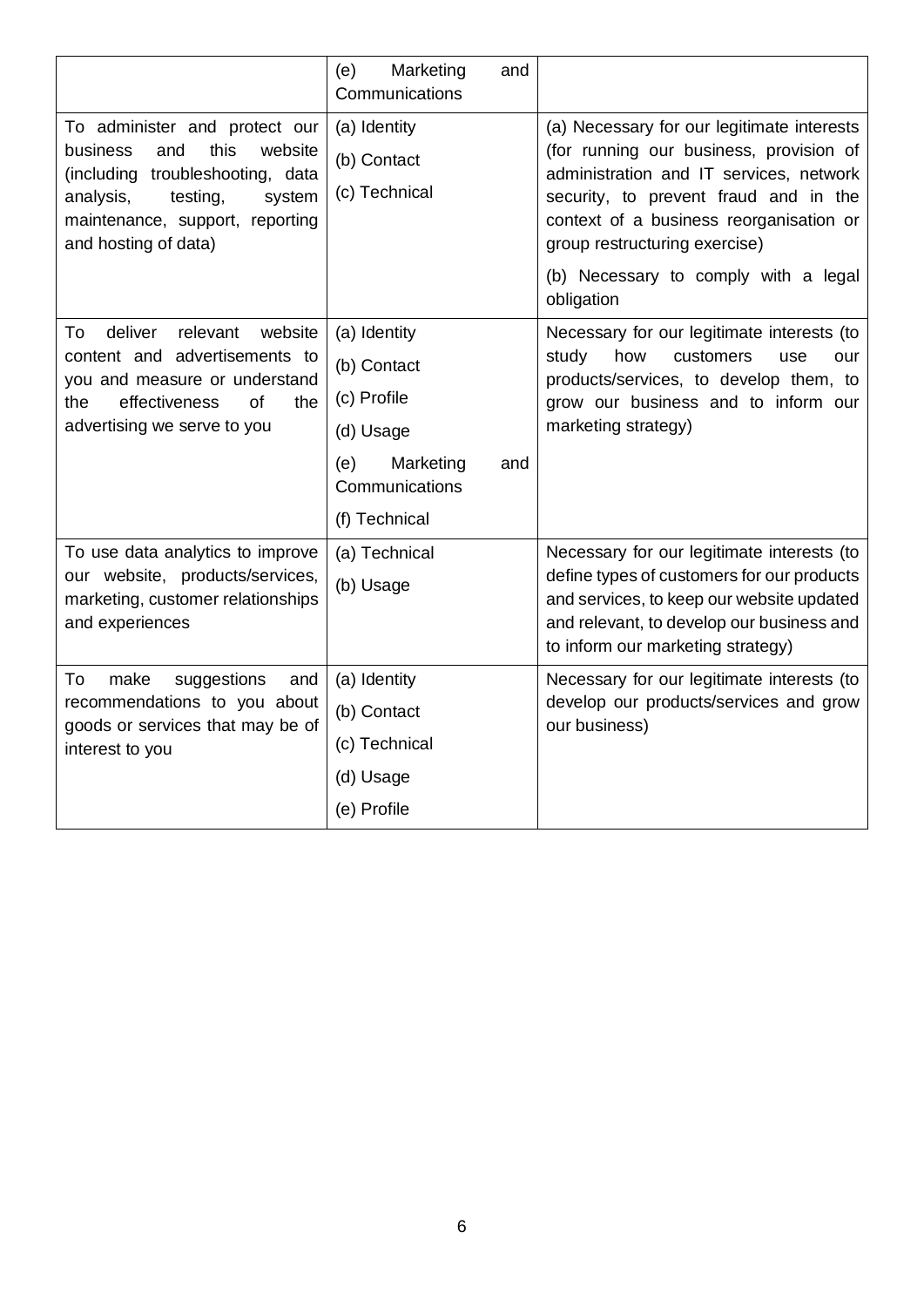| | | |
|---|---|---|
| | (e) Marketing and Communications | |
| To administer and protect our business and this website (including troubleshooting, data analysis, testing, system maintenance, support, reporting and hosting of data) | (a) Identity<br>(b) Contact<br>(c) Technical | (a) Necessary for our legitimate interests (for running our business, provision of administration and IT services, network security, to prevent fraud and in the context of a business reorganisation or group restructuring exercise)<br>(b) Necessary to comply with a legal obligation |
| To deliver relevant website content and advertisements to you and measure or understand the effectiveness of the advertising we serve to you | (a) Identity<br>(b) Contact<br>(c) Profile<br>(d) Usage<br>(e) Marketing and Communications<br>(f) Technical | Necessary for our legitimate interests (to study how customers use our products/services, to develop them, to grow our business and to inform our marketing strategy) |
| To use data analytics to improve our website, products/services, marketing, customer relationships and experiences | (a) Technical<br>(b) Usage | Necessary for our legitimate interests (to define types of customers for our products and services, to keep our website updated and relevant, to develop our business and to inform our marketing strategy) |
| To make suggestions and recommendations to you about goods or services that may be of interest to you | (a) Identity<br>(b) Contact<br>(c) Technical<br>(d) Usage<br>(e) Profile | Necessary for our legitimate interests (to develop our products/services and grow our business) |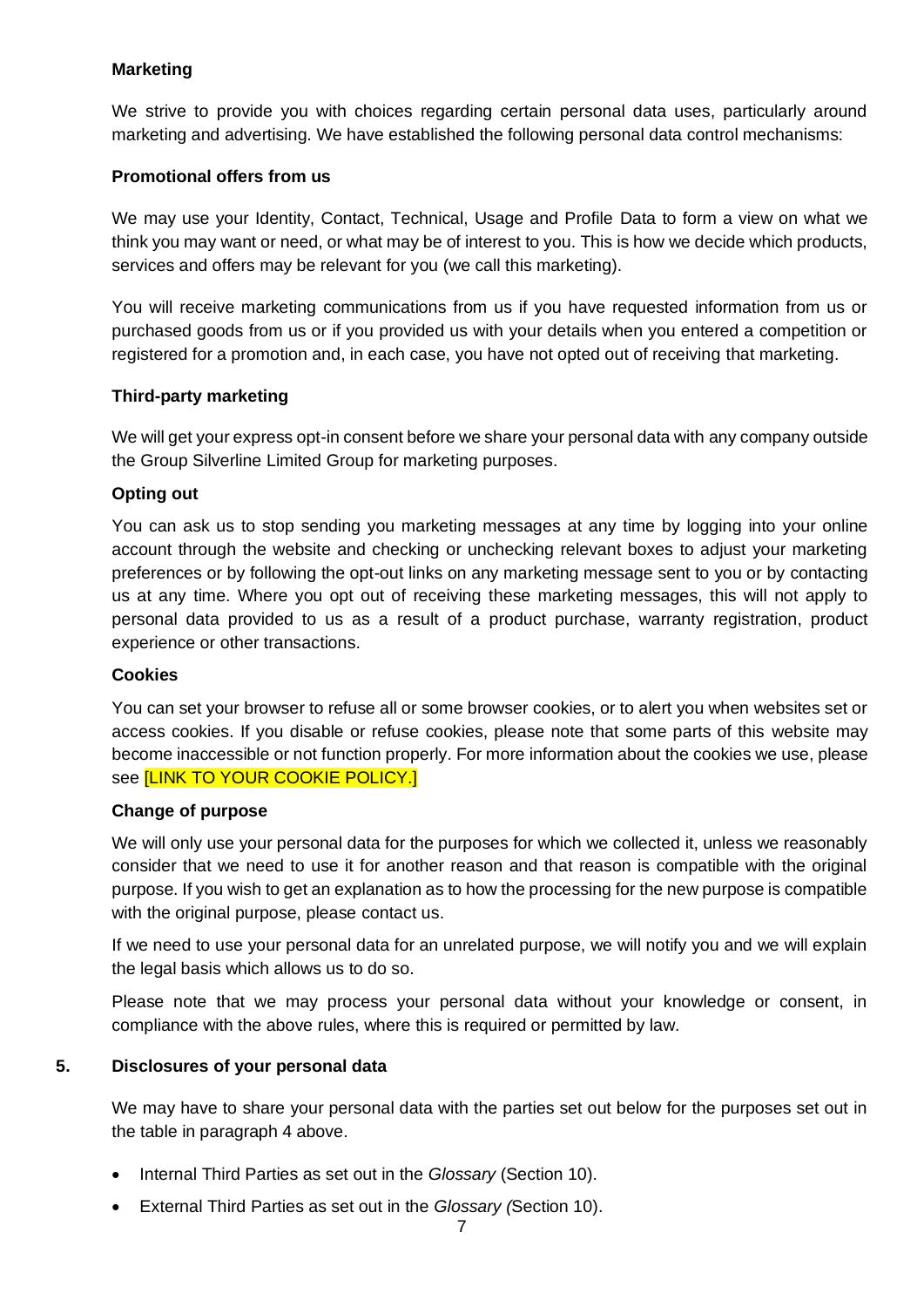**Marketing**

We strive to provide you with choices regarding certain personal data uses, particularly around marketing and advertising. We have established the following personal data control mechanisms:

**Promotional offers from us**

We may use your Identity, Contact, Technical, Usage and Profile Data to form a view on what we think you may want or need, or what may be of interest to you. This is how we decide which products, services and offers may be relevant for you (we call this marketing).

You will receive marketing communications from us if you have requested information from us or purchased goods from us or if you provided us with your details when you entered a competition or registered for a promotion and, in each case, you have not opted out of receiving that marketing.

**Third-party marketing**

We will get your express opt-in consent before we share your personal data with any company outside the Group Silverline Limited Group for marketing purposes.

**Opting out**

You can ask us to stop sending you marketing messages at any time by logging into your online account through the website and checking or unchecking relevant boxes to adjust your marketing preferences or by following the opt-out links on any marketing message sent to you or by contacting us at any time. Where you opt out of receiving these marketing messages, this will not apply to personal data provided to us as a result of a product purchase, warranty registration, product experience or other transactions.

**Cookies**

You can set your browser to refuse all or some browser cookies, or to alert you when websites set or access cookies. If you disable or refuse cookies, please note that some parts of this website may become inaccessible or not function properly. For more information about the cookies we use, please see [LINK TO YOUR COOKIE POLICY.]

**Change of purpose**

We will only use your personal data for the purposes for which we collected it, unless we reasonably consider that we need to use it for another reason and that reason is compatible with the original purpose. If you wish to get an explanation as to how the processing for the new purpose is compatible with the original purpose, please contact us.

If we need to use your personal data for an unrelated purpose, we will notify you and we will explain the legal basis which allows us to do so.

Please note that we may process your personal data without your knowledge or consent, in compliance with the above rules, where this is required or permitted by law.

## 5. Disclosures of your personal data

We may have to share your personal data with the parties set out below for the purposes set out in the table in paragraph 4 above.

- Internal Third Parties as set out in the *Glossary* (Section 10).
- External Third Parties as set out in the *Glossary (*Section 10).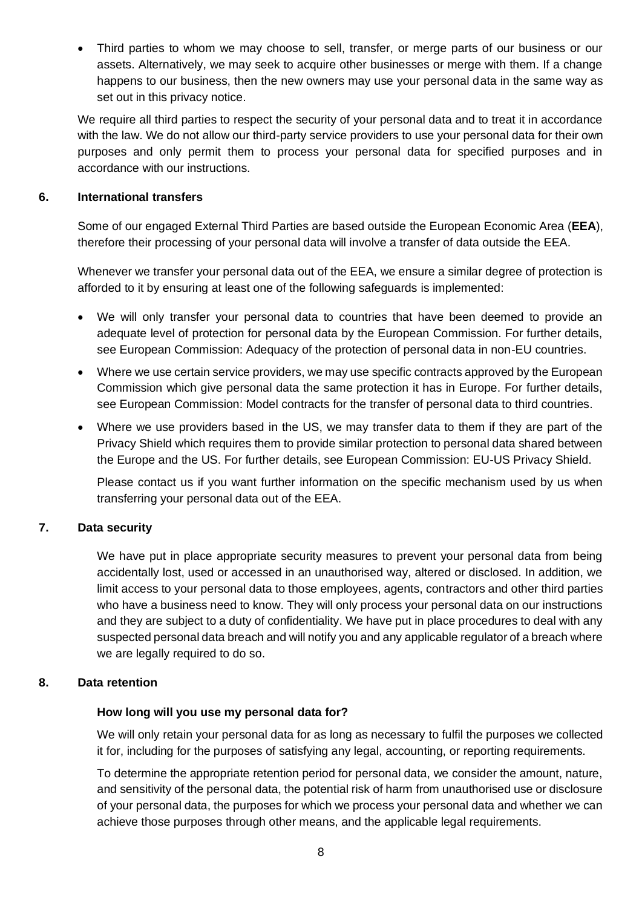- Third parties to whom we may choose to sell, transfer, or merge parts of our business or our assets. Alternatively, we may seek to acquire other businesses or merge with them. If a change happens to our business, then the new owners may use your personal data in the same way as set out in this privacy notice.

We require all third parties to respect the security of your personal data and to treat it in accordance with the law. We do not allow our third-party service providers to use your personal data for their own purposes and only permit them to process your personal data for specified purposes and in accordance with our instructions.

## 6. International transfers

Some of our engaged External Third Parties are based outside the European Economic Area (**EEA**), therefore their processing of your personal data will involve a transfer of data outside the EEA.

Whenever we transfer your personal data out of the EEA, we ensure a similar degree of protection is afforded to it by ensuring at least one of the following safeguards is implemented:

- We will only transfer your personal data to countries that have been deemed to provide an adequate level of protection for personal data by the European Commission. For further details, see European Commission: Adequacy of the protection of personal data in non-EU countries.
- Where we use certain service providers, we may use specific contracts approved by the European Commission which give personal data the same protection it has in Europe. For further details, see European Commission: Model contracts for the transfer of personal data to third countries.
- Where we use providers based in the US, we may transfer data to them if they are part of the Privacy Shield which requires them to provide similar protection to personal data shared between the Europe and the US. For further details, see European Commission: EU-US Privacy Shield.

Please contact us if you want further information on the specific mechanism used by us when transferring your personal data out of the EEA.

## 7. Data security

We have put in place appropriate security measures to prevent your personal data from being accidentally lost, used or accessed in an unauthorised way, altered or disclosed. In addition, we limit access to your personal data to those employees, agents, contractors and other third parties who have a business need to know. They will only process your personal data on our instructions and they are subject to a duty of confidentiality. We have put in place procedures to deal with any suspected personal data breach and will notify you and any applicable regulator of a breach where we are legally required to do so.

## 8. Data retention

### How long will you use my personal data for?

We will only retain your personal data for as long as necessary to fulfil the purposes we collected it for, including for the purposes of satisfying any legal, accounting, or reporting requirements.

To determine the appropriate retention period for personal data, we consider the amount, nature, and sensitivity of the personal data, the potential risk of harm from unauthorised use or disclosure of your personal data, the purposes for which we process your personal data and whether we can achieve those purposes through other means, and the applicable legal requirements.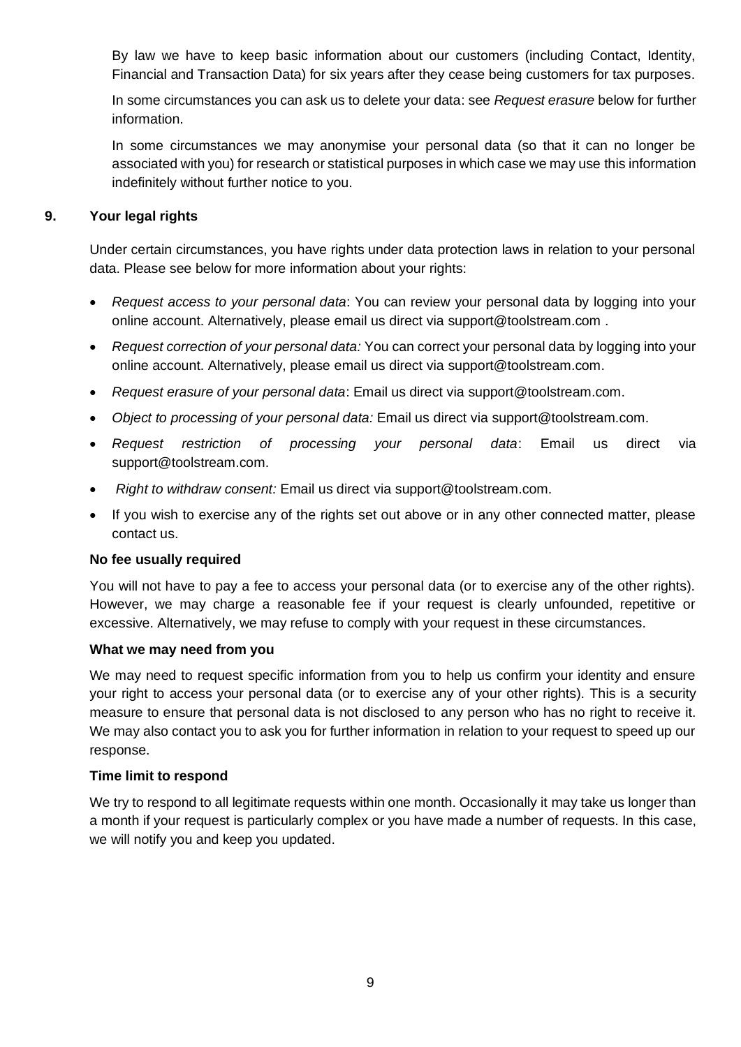By law we have to keep basic information about our customers (including Contact, Identity, Financial and Transaction Data) for six years after they cease being customers for tax purposes.

In some circumstances you can ask us to delete your data: see *Request erasure* below for further information.

In some circumstances we may anonymise your personal data (so that it can no longer be associated with you) for research or statistical purposes in which case we may use this information indefinitely without further notice to you.

## 9. Your legal rights

Under certain circumstances, you have rights under data protection laws in relation to your personal data. Please see below for more information about your rights:

- *Request access to your personal data*: You can review your personal data by logging into your online account. Alternatively, please email us direct via support@toolstream.com .
- *Request correction of your personal data:* You can correct your personal data by logging into your online account. Alternatively, please email us direct via support@toolstream.com.
- *Request erasure of your personal data*: Email us direct via support@toolstream.com.
- *Object to processing of your personal data:* Email us direct via support@toolstream.com.
- *Request restriction of processing your personal data*: Email us direct via support@toolstream.com.
- *Right to withdraw consent:* Email us direct via support@toolstream.com.
- If you wish to exercise any of the rights set out above or in any other connected matter, please contact us.

**No fee usually required**

You will not have to pay a fee to access your personal data (or to exercise any of the other rights). However, we may charge a reasonable fee if your request is clearly unfounded, repetitive or excessive. Alternatively, we may refuse to comply with your request in these circumstances.

**What we may need from you**

We may need to request specific information from you to help us confirm your identity and ensure your right to access your personal data (or to exercise any of your other rights). This is a security measure to ensure that personal data is not disclosed to any person who has no right to receive it. We may also contact you to ask you for further information in relation to your request to speed up our response.

**Time limit to respond**

We try to respond to all legitimate requests within one month. Occasionally it may take us longer than a month if your request is particularly complex or you have made a number of requests. In this case, we will notify you and keep you updated.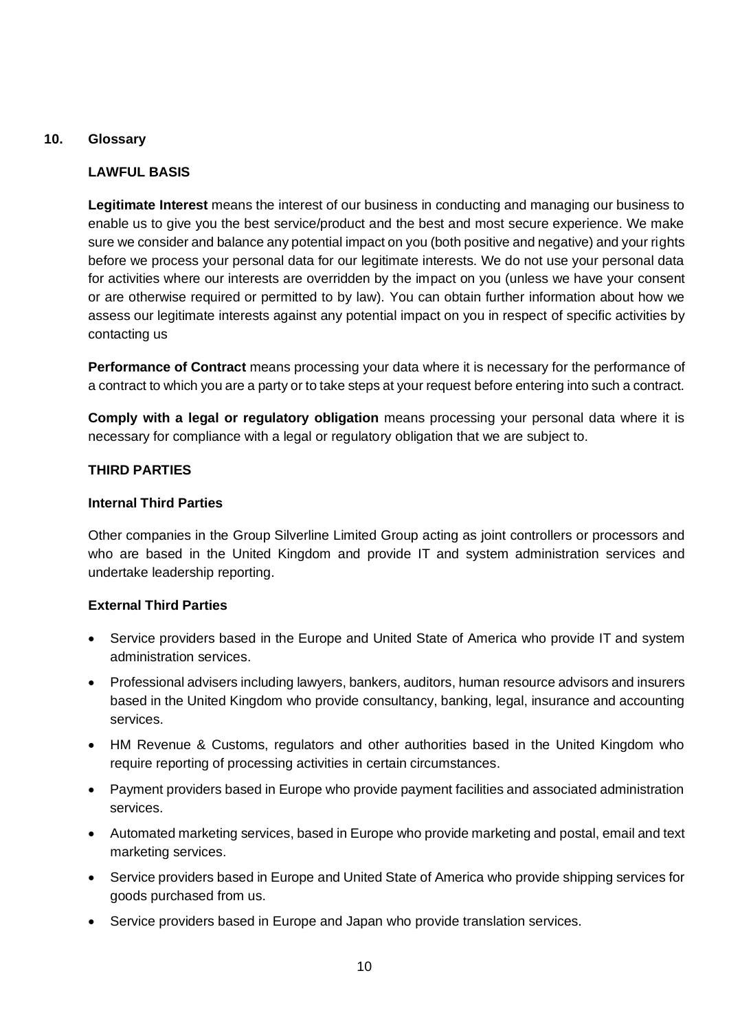## 10. Glossary

### LAWFUL BASIS

**Legitimate Interest** means the interest of our business in conducting and managing our business to enable us to give you the best service/product and the best and most secure experience. We make sure we consider and balance any potential impact on you (both positive and negative) and your rights before we process your personal data for our legitimate interests. We do not use your personal data for activities where our interests are overridden by the impact on you (unless we have your consent or are otherwise required or permitted to by law). You can obtain further information about how we assess our legitimate interests against any potential impact on you in respect of specific activities by contacting us

**Performance of Contract** means processing your data where it is necessary for the performance of a contract to which you are a party or to take steps at your request before entering into such a contract.

**Comply with a legal or regulatory obligation** means processing your personal data where it is necessary for compliance with a legal or regulatory obligation that we are subject to.

### THIRD PARTIES

**Internal Third Parties**

Other companies in the Group Silverline Limited Group acting as joint controllers or processors and who are based in the United Kingdom and provide IT and system administration services and undertake leadership reporting.

**External Third Parties**

- Service providers based in the Europe and United State of America who provide IT and system administration services.
- Professional advisers including lawyers, bankers, auditors, human resource advisors and insurers based in the United Kingdom who provide consultancy, banking, legal, insurance and accounting services.
- HM Revenue & Customs, regulators and other authorities based in the United Kingdom who require reporting of processing activities in certain circumstances.
- Payment providers based in Europe who provide payment facilities and associated administration services.
- Automated marketing services, based in Europe who provide marketing and postal, email and text marketing services.
- Service providers based in Europe and United State of America who provide shipping services for goods purchased from us.
- Service providers based in Europe and Japan who provide translation services.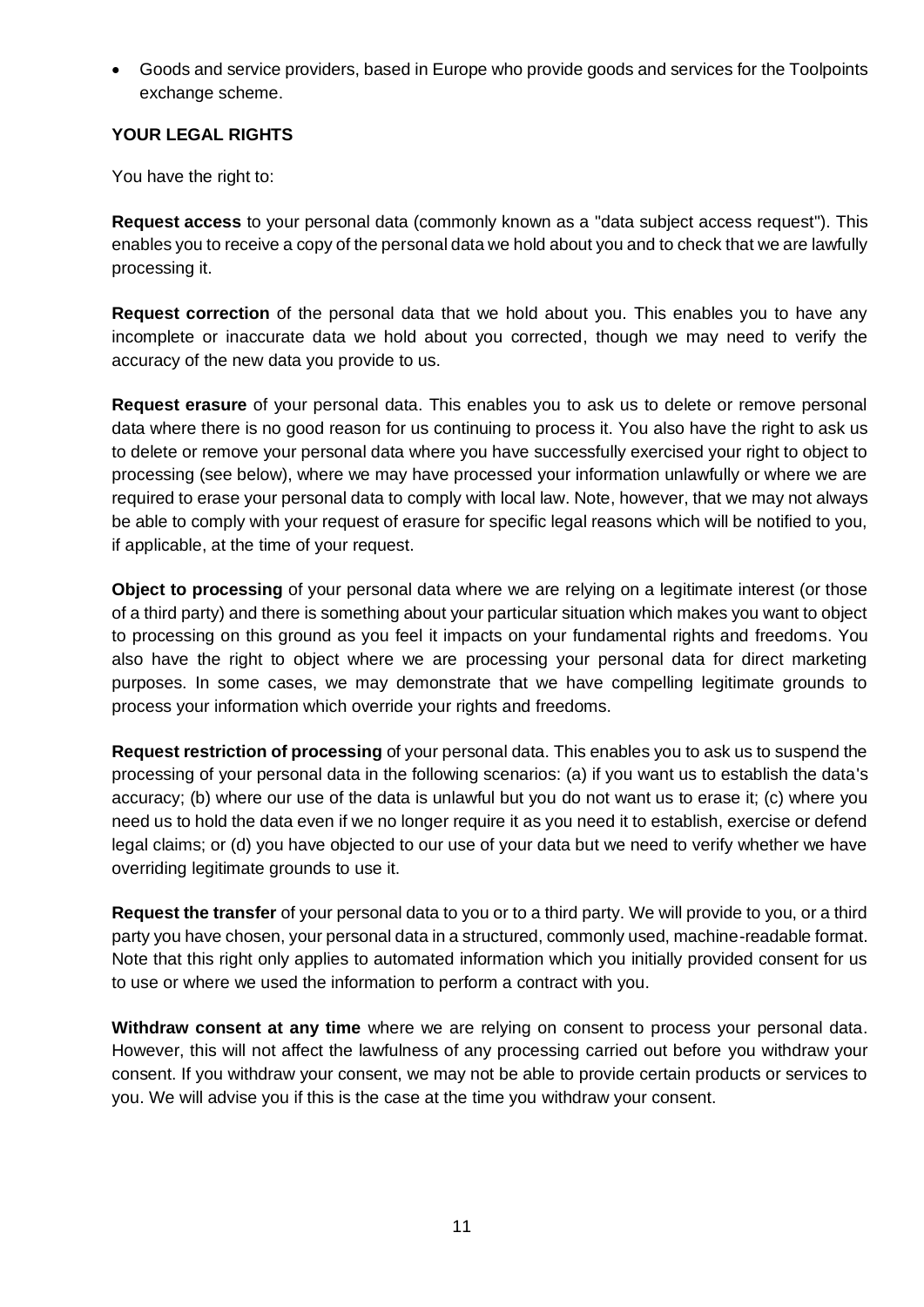- Goods and service providers, based in Europe who provide goods and services for the Toolpoints exchange scheme.

**YOUR LEGAL RIGHTS**

You have the right to:

**Request access** to your personal data (commonly known as a "data subject access request"). This enables you to receive a copy of the personal data we hold about you and to check that we are lawfully processing it.

**Request correction** of the personal data that we hold about you. This enables you to have any incomplete or inaccurate data we hold about you corrected, though we may need to verify the accuracy of the new data you provide to us.

**Request erasure** of your personal data. This enables you to ask us to delete or remove personal data where there is no good reason for us continuing to process it. You also have the right to ask us to delete or remove your personal data where you have successfully exercised your right to object to processing (see below), where we may have processed your information unlawfully or where we are required to erase your personal data to comply with local law. Note, however, that we may not always be able to comply with your request of erasure for specific legal reasons which will be notified to you, if applicable, at the time of your request.

**Object to processing** of your personal data where we are relying on a legitimate interest (or those of a third party) and there is something about your particular situation which makes you want to object to processing on this ground as you feel it impacts on your fundamental rights and freedoms. You also have the right to object where we are processing your personal data for direct marketing purposes. In some cases, we may demonstrate that we have compelling legitimate grounds to process your information which override your rights and freedoms.

**Request restriction of processing** of your personal data. This enables you to ask us to suspend the processing of your personal data in the following scenarios: (a) if you want us to establish the data's accuracy; (b) where our use of the data is unlawful but you do not want us to erase it; (c) where you need us to hold the data even if we no longer require it as you need it to establish, exercise or defend legal claims; or (d) you have objected to our use of your data but we need to verify whether we have overriding legitimate grounds to use it.

**Request the transfer** of your personal data to you or to a third party. We will provide to you, or a third party you have chosen, your personal data in a structured, commonly used, machine-readable format. Note that this right only applies to automated information which you initially provided consent for us to use or where we used the information to perform a contract with you.

**Withdraw consent at any time** where we are relying on consent to process your personal data. However, this will not affect the lawfulness of any processing carried out before you withdraw your consent. If you withdraw your consent, we may not be able to provide certain products or services to you. We will advise you if this is the case at the time you withdraw your consent.